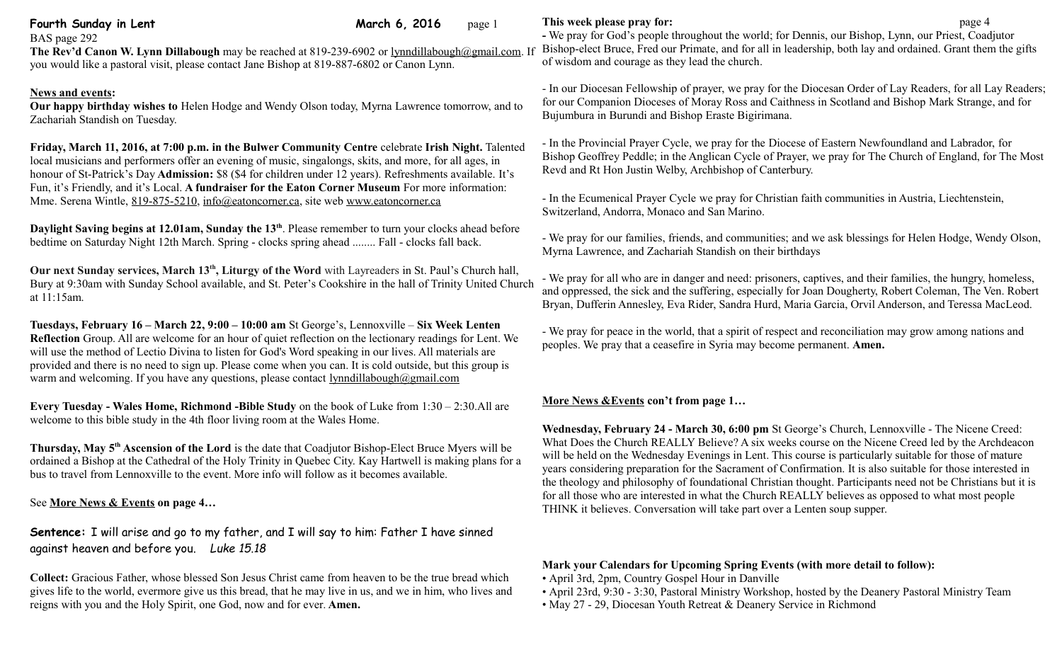**Fourth Sunday in Lent** **March 6, 2016**

BAS page 292

**The Rev'd Canon W. Lynn Dillabough** may be reached at 819-239-6902 or lynndillabough@gmail.com. If you would like a pastoral visit, please contact Jane Bishop at 819-887-6802 or Canon Lynn.

**News and events:**

**Our happy birthday wishes to** Helen Hodge and Wendy Olson today, Myrna Lawrence tomorrow, and to Zachariah Standish on Tuesday.

**Friday, March 11, 2016, at 7:00 p.m. in the Bulwer Community Centre** celebrate **Irish Night.** Talented local musicians and performers offer an evening of music, singalongs, skits, and more, for all ages, in honour of St-Patrick's Day **Admission:** $8 ($4 for children under 12 years). Refreshments available. It's Fun, it's Friendly, and it's Local. **A fundraiser for the Eaton Corner Museum** For more information: Mme. Serena Wintle, 819-875-5210, info@eatoncorner.ca, site web www.eatoncorner.ca

**Daylight Saving begins at 12.01am, Sunday the 13th**. Please remember to turn your clocks ahead before bedtime on Saturday Night 12th March. Spring - clocks spring ahead ........ Fall - clocks fall back.

**Our next Sunday services, March 13th, Liturgy of the Word** with Layreaders in St. Paul's Church hall, Bury at 9:30am with Sunday School available, and St. Peter's Cookshire in the hall of Trinity United Church at 11:15am.

**Tuesdays, February 16 – March 22, 9:00 – 10:00 am** St George's, Lennoxville – **Six Week Lenten Reflection** Group. All are welcome for an hour of quiet reflection on the lectionary readings for Lent. We will use the method of Lectio Divina to listen for God's Word speaking in our lives. All materials are provided and there is no need to sign up. Please come when you can. It is cold outside, but this group is warm and welcoming. If you have any questions, please contact lynndillabough@gmail.com

**Every Tuesday - Wales Home, Richmond -Bible Study** on the book of Luke from 1:30 – 2:30.All are welcome to this bible study in the 4th floor living room at the Wales Home.

**Thursday, May 5th Ascension of the Lord** is the date that Coadjutor Bishop-Elect Bruce Myers will be ordained a Bishop at the Cathedral of the Holy Trinity in Quebec City. Kay Hartwell is making plans for a bus to travel from Lennoxville to the event. More info will follow as it becomes available.

See **More News & Events on page 4…**

**Sentence:** I will arise and go to my father, and I will say to him: Father I have sinned against heaven and before you. *Luke 15.18*

**Collect:** Gracious Father, whose blessed Son Jesus Christ came from heaven to be the true bread which gives life to the world, evermore give us this bread, that he may live in us, and we in him, who lives and reigns with you and the Holy Spirit, one God, now and for ever. **Amen.**

**This week please pray for:**

- We pray for God's people throughout the world; for Dennis, our Bishop, Lynn, our Priest, Coadjutor Bishop-elect Bruce, Fred our Primate, and for all in leadership, both lay and ordained. Grant them the gifts of wisdom and courage as they lead the church.

- In our Diocesan Fellowship of prayer, we pray for the Diocesan Order of Lay Readers, for all Lay Readers; for our Companion Dioceses of Moray Ross and Caithness in Scotland and Bishop Mark Strange, and for Bujumbura in Burundi and Bishop Eraste Bigirimana.

- In the Provincial Prayer Cycle, we pray for the Diocese of Eastern Newfoundland and Labrador, for Bishop Geoffrey Peddle; in the Anglican Cycle of Prayer, we pray for The Church of England, for The Most Revd and Rt Hon Justin Welby, Archbishop of Canterbury.

- In the Ecumenical Prayer Cycle we pray for Christian faith communities in Austria, Liechtenstein, Switzerland, Andorra, Monaco and San Marino.

- We pray for our families, friends, and communities; and we ask blessings for Helen Hodge, Wendy Olson, Myrna Lawrence, and Zachariah Standish on their birthdays

- We pray for all who are in danger and need: prisoners, captives, and their families, the hungry, homeless, and oppressed, the sick and the suffering, especially for Joan Dougherty, Robert Coleman, The Ven. Robert Bryan, Dufferin Annesley, Eva Rider, Sandra Hurd, Maria Garcia, Orvil Anderson, and Teressa MacLeod.

- We pray for peace in the world, that a spirit of respect and reconciliation may grow among nations and peoples. We pray that a ceasefire in Syria may become permanent. **Amen.**

**More News &Events con't from page 1…**

**Wednesday, February 24 - March 30, 6:00 pm** St George's Church, Lennoxville - The Nicene Creed: What Does the Church REALLY Believe? A six weeks course on the Nicene Creed led by the Archdeacon will be held on the Wednesday Evenings in Lent. This course is particularly suitable for those of mature years considering preparation for the Sacrament of Confirmation. It is also suitable for those interested in the theology and philosophy of foundational Christian thought. Participants need not be Christians but it is for all those who are interested in what the Church REALLY believes as opposed to what most people THINK it believes. Conversation will take part over a Lenten soup supper.

**Mark your Calendars for Upcoming Spring Events (with more detail to follow):**

- April 3rd, 2pm, Country Gospel Hour in Danville
- April 23rd, 9:30 - 3:30, Pastoral Ministry Workshop, hosted by the Deanery Pastoral Ministry Team
- May 27 - 29, Diocesan Youth Retreat & Deanery Service in Richmond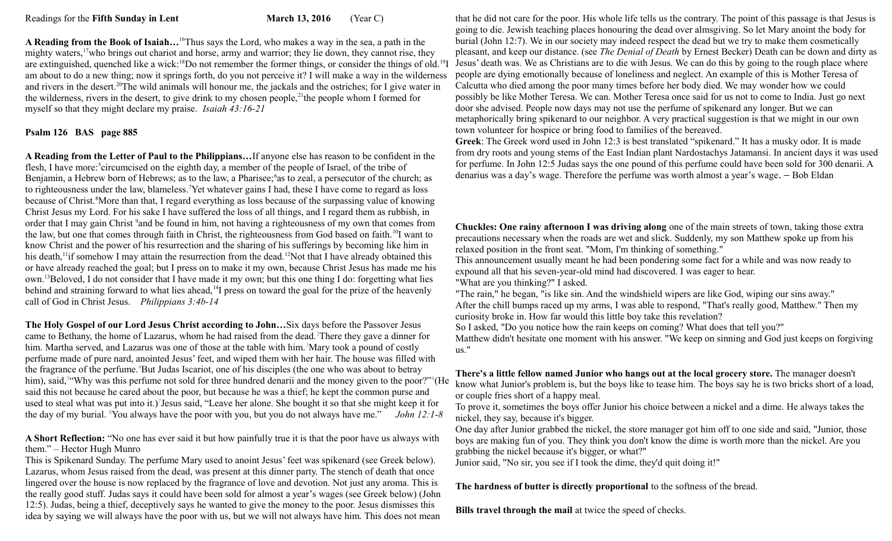Readings for the **Fifth Sunday in Lent** **March 13, 2016** (Year C)

**A Reading from the Book of Isaiah…**[16]Thus says the Lord, who makes a way in the sea, a path in the mighty waters,[17]who brings out chariot and horse, army and warrior; they lie down, they cannot rise, they are extinguished, quenched like a wick:[18]Do not remember the former things, or consider the things of old.[19]I am about to do a new thing; now it springs forth, do you not perceive it? I will make a way in the wilderness and rivers in the desert.[20]The wild animals will honour me, the jackals and the ostriches; for I give water in the wilderness, rivers in the desert, to give drink to my chosen people,[21]the people whom I formed for myself so that they might declare my praise. *Isaiah 43:16-21*

**Psalm 126 BAS page 885**

**A Reading from the Letter of Paul to the Philippians…**If anyone else has reason to be confident in the flesh, I have more:[5]circumcised on the eighth day, a member of the people of Israel, of the tribe of Benjamin, a Hebrew born of Hebrews; as to the law, a Pharisee;[6]as to zeal, a persecutor of the church; as to righteousness under the law, blameless.[7]Yet whatever gains I had, these I have come to regard as loss because of Christ.[8]More than that, I regard everything as loss because of the surpassing value of knowing Christ Jesus my Lord. For his sake I have suffered the loss of all things, and I regard them as rubbish, in order that I may gain Christ [9]and be found in him, not having a righteousness of my own that comes from the law, but one that comes through faith in Christ, the righteousness from God based on faith.[10]I want to know Christ and the power of his resurrection and the sharing of his sufferings by becoming like him in his death,[11]if somehow I may attain the resurrection from the dead.[12]Not that I have already obtained this or have already reached the goal; but I press on to make it my own, because Christ Jesus has made me his own.[13]Beloved, I do not consider that I have made it my own; but this one thing I do: forgetting what lies behind and straining forward to what lies ahead,[14]I press on toward the goal for the prize of the heavenly call of God in Christ Jesus. *Philippians 3:4b-14*

**The Holy Gospel of our Lord Jesus Christ according to John…**Six days before the Passover Jesus came to Bethany, the home of Lazarus, whom he had raised from the dead.[2]There they gave a dinner for him. Martha served, and Lazarus was one of those at the table with him.[3]Mary took a pound of costly perfume made of pure nard, anointed Jesus' feet, and wiped them with her hair. The house was filled with the fragrance of the perfume.[4]But Judas Iscariot, one of his disciples (the one who was about to betray him), said,[5]"Why was this perfume not sold for three hundred denarii and the money given to the poor?"[6](He said this not because he cared about the poor, but because he was a thief; he kept the common purse and used to steal what was put into it.)[7]Jesus said, "Leave her alone. She bought it so that she might keep it for the day of my burial. [8]You always have the poor with you, but you do not always have me." *John 12:1-8*

**A Short Reflection:** "No one has ever said it but how painfully true it is that the poor have us always with them." – Hector Hugh Munro

This is Spikenard Sunday. The perfume Mary used to anoint Jesus' feet was spikenard (see Greek below). Lazarus, whom Jesus raised from the dead, was present at this dinner party. The stench of death that once lingered over the house is now replaced by the fragrance of love and devotion. Not just any aroma. This is the really good stuff. Judas says it could have been sold for almost a year's wages (see Greek below) (John 12:5). Judas, being a thief, deceptively says he wanted to give the money to the poor. Jesus dismisses this idea by saying we will always have the poor with us, but we will not always have him. This does not mean that he did not care for the poor. His whole life tells us the contrary. The point of this passage is that Jesus is going to die. Jewish teaching places honouring the dead over almsgiving. So let Mary anoint the body for burial (John 12:7). We in our society may indeed respect the dead but we try to make them cosmetically pleasant, and keep our distance. (see *The Denial of Death* by Ernest Becker) Death can be down and dirty as Jesus' death was. We as Christians are to die with Jesus. We can do this by going to the rough place where people are dying emotionally because of loneliness and neglect. An example of this is Mother Teresa of Calcutta who died among the poor many times before her body died. We may wonder how we could possibly be like Mother Teresa. We can. Mother Teresa once said for us not to come to India. Just go next door she advised. People now days may not use the perfume of spikenard any longer. But we can metaphorically bring spikenard to our neighbor. A very practical suggestion is that we might in our own town volunteer for hospice or bring food to families of the bereaved.

**Greek**: The Greek word used in John 12:3 is best translated "spikenard." It has a musky odor. It is made from dry roots and young stems of the East Indian plant Nardostachys Jatamansi. In ancient days it was used for perfume. In John 12:5 Judas says the one pound of this perfume could have been sold for 300 denarii. A denarius was a day's wage. Therefore the perfume was worth almost a year's wage. – Bob Eldan

**Chuckles: One rainy afternoon I was driving along** one of the main streets of town, taking those extra precautions necessary when the roads are wet and slick. Suddenly, my son Matthew spoke up from his relaxed position in the front seat. "Mom, I'm thinking of something."

This announcement usually meant he had been pondering some fact for a while and was now ready to expound all that his seven-year-old mind had discovered. I was eager to hear.

"What are you thinking?" I asked.

"The rain," he began, "is like sin. And the windshield wipers are like God, wiping our sins away."

After the chill bumps raced up my arms, I was able to respond, "That's really good, Matthew." Then my curiosity broke in. How far would this little boy take this revelation?

So I asked, "Do you notice how the rain keeps on coming? What does that tell you?"

Matthew didn't hesitate one moment with his answer. "We keep on sinning and God just keeps on forgiving us."

**There's a little fellow named Junior who hangs out at the local grocery store.** The manager doesn't know what Junior's problem is, but the boys like to tease him. The boys say he is two bricks short of a load, or couple fries short of a happy meal.

To prove it, sometimes the boys offer Junior his choice between a nickel and a dime. He always takes the nickel, they say, because it's bigger.

One day after Junior grabbed the nickel, the store manager got him off to one side and said, "Junior, those boys are making fun of you. They think you don't know the dime is worth more than the nickel. Are you grabbing the nickel because it's bigger, or what?"

Junior said, "No sir, you see if I took the dime, they'd quit doing it!"

**The hardness of butter is directly proportional** to the softness of the bread.

**Bills travel through the mail** at twice the speed of checks.